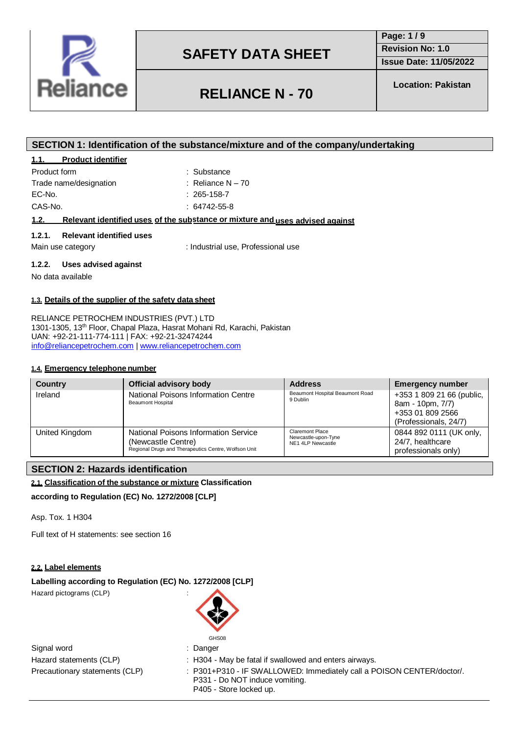# SAFETY DATA SHEET

# RELIANCE N - 70

Revision No: 1.0
Issue Date: 11/05/2022
Location: Pakistan

## SECTION 1: Identification of the substance/mixture and of the company/undertaking

### 1.1. Product identifier

| | |
|---|---|
| Product form | : Substance |
| Trade name/designation | : Reliance N – 70 |
| EC-No. | : 265-158-7 |
| CAS-No. | : 64742-55-8 |

### 1.2. Relevant identified uses of the substance or mixture and uses advised against

#### 1.2.1. Relevant identified uses

Main use category : Industrial use, Professional use

#### 1.2.2. Uses advised against

No data available

### 1.3. Details of the supplier of the safety data sheet

RELIANCE PETROCHEM INDUSTRIES (PVT.) LTD
1301-1305, 13th Floor, Chapal Plaza, Hasrat Mohani Rd, Karachi, Pakistan
UAN: +92-21-111-774-111 | FAX: +92-21-32474244
info@reliancepetrochem.com | www.reliancepetrochem.com

### 1.4. Emergency telephone number

| Country | Official advisory body | Address | Emergency number |
|---|---|---|---|
| Ireland | National Poisons Information Centre Beaumont Hospital | Beaumont Hospital Beaumont Road 9 Dublin | +353 1 809 21 66 (public, 8am - 10pm, 7/7) +353 01 809 2566 (Professionals, 24/7) |
| United Kingdom | National Poisons Information Service (Newcastle Centre) Regional Drugs and Therapeutics Centre, Wolfson Unit | Claremont Place Newcastle-upon-Tyne NE1 4LP Newcastle | 0844 892 0111 (UK only, 24/7, healthcare professionals only) |

## SECTION 2: Hazards identification

### 2.1. Classification of the substance or mixture Classification

**according to Regulation (EC) No. 1272/2008 [CLP]**

Asp. Tox. 1 H304

Full text of H statements: see section 16

### 2.2. Label elements

**Labelling according to Regulation (EC) No. 1272/2008 [CLP]**

Hazard pictograms (CLP) :

GHS08

| | |
|---|---|
| Signal word | : Danger |
| Hazard statements (CLP) | : H304 - May be fatal if swallowed and enters airways. |
| Precautionary statements (CLP) | : P301+P310 - IF SWALLOWED: Immediately call a POISON CENTER/doctor/. P331 - Do NOT induce vomiting. P405 - Store locked up. |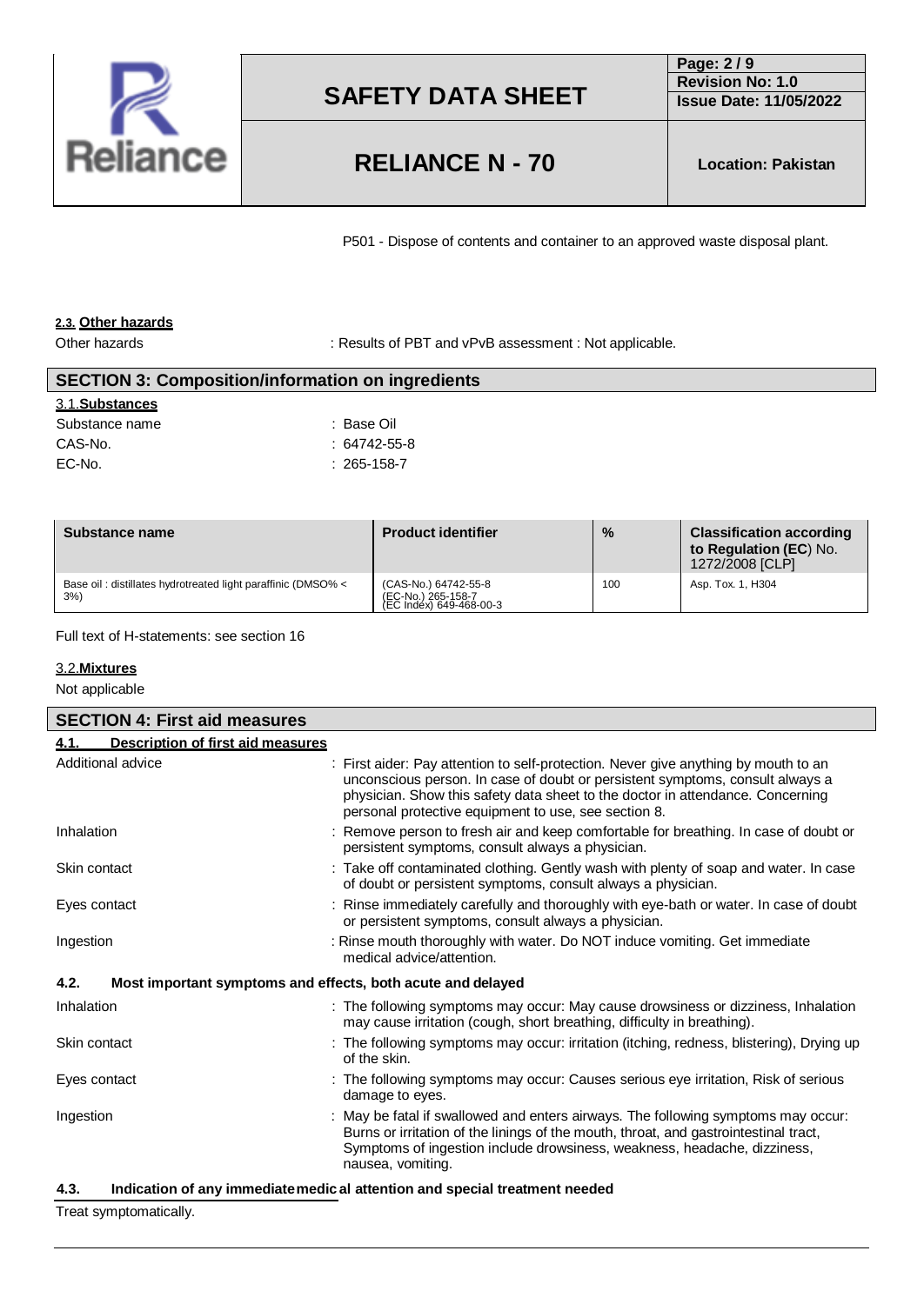P501 - Dispose of contents and container to an approved waste disposal plant.

### 2.3. Other hazards

Other hazards : Results of PBT and vPvB assessment : Not applicable.

## SECTION 3: Composition/information on ingredients

### 3.1. Substances

Substance name : Base Oil
CAS-No. : 64742-55-8
EC-No. : 265-158-7

| Substance name | Product identifier | % | Classification according to Regulation (EC) No. 1272/2008 [CLP] |
|---|---|---|---|
| Base oil : distillates hydrotreated light paraffinic (DMSO% < 3%) | (CAS-No.) 64742-55-8<br>(EC-No.) 265-158-7<br>(EC Index) 649-468-00-3 | 100 | Asp. Tox. 1, H304 |

Full text of H-statements: see section 16

### 3.2. Mixtures

Not applicable

## SECTION 4: First aid measures

### 4.1. Description of first aid measures

Additional advice : First aider: Pay attention to self-protection. Never give anything by mouth to an unconscious person. In case of doubt or persistent symptoms, consult always a physician. Show this safety data sheet to the doctor in attendance. Concerning personal protective equipment to use, see section 8.

Inhalation : Remove person to fresh air and keep comfortable for breathing. In case of doubt or persistent symptoms, consult always a physician.

Skin contact : Take off contaminated clothing. Gently wash with plenty of soap and water. In case of doubt or persistent symptoms, consult always a physician.

Eyes contact : Rinse immediately carefully and thoroughly with eye-bath or water. In case of doubt or persistent symptoms, consult always a physician.

Ingestion : Rinse mouth thoroughly with water. Do NOT induce vomiting. Get immediate medical advice/attention.

### 4.2. Most important symptoms and effects, both acute and delayed

Inhalation : The following symptoms may occur: May cause drowsiness or dizziness, Inhalation may cause irritation (cough, short breathing, difficulty in breathing).

Skin contact : The following symptoms may occur: irritation (itching, redness, blistering), Drying up of the skin.

Eyes contact : The following symptoms may occur: Causes serious eye irritation, Risk of serious damage to eyes.

Ingestion : May be fatal if swallowed and enters airways. The following symptoms may occur: Burns or irritation of the linings of the mouth, throat, and gastrointestinal tract, Symptoms of ingestion include drowsiness, weakness, headache, dizziness, nausea, vomiting.

### 4.3. Indication of any immediate medical attention and special treatment needed

Treat symptomatically.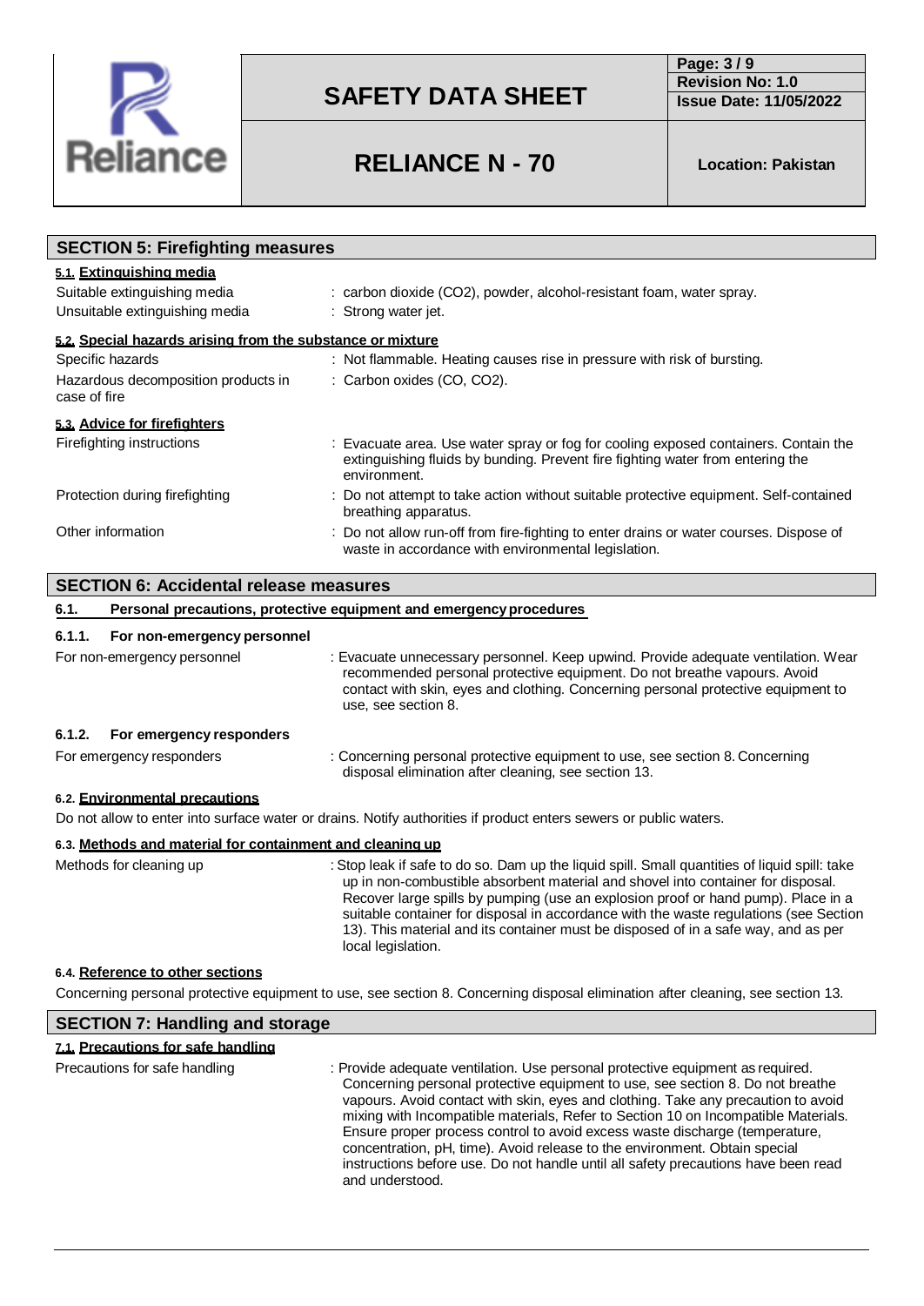## SECTION 5: Firefighting measures

### 5.1. Extinguishing media

| | |
|---|---|
| Suitable extinguishing media | : carbon dioxide ($CO_2$), powder, alcohol-resistant foam, water spray. |
| Unsuitable extinguishing media | : Strong water jet. |

### 5.2. Special hazards arising from the substance or mixture

| | |
|---|---|
| Specific hazards | : Not flammable. Heating causes rise in pressure with risk of bursting. |
| Hazardous decomposition products in case of fire | : Carbon oxides (CO, $CO_2$). |

### 5.3. Advice for firefighters

| | |
|---|---|
| Firefighting instructions | : Evacuate area. Use water spray or fog for cooling exposed containers. Contain the extinguishing fluids by bunding. Prevent fire fighting water from entering the environment. |
| Protection during firefighting | : Do not attempt to take action without suitable protective equipment. Self-contained breathing apparatus. |
| Other information | : Do not allow run-off from fire-fighting to enter drains or water courses. Dispose of waste in accordance with environmental legislation. |

## SECTION 6: Accidental release measures

### 6.1. Personal precautions, protective equipment and emergency procedures

#### 6.1.1. For non-emergency personnel

| | |
|---|---|
| For non-emergency personnel | : Evacuate unnecessary personnel. Keep upwind. Provide adequate ventilation. Wear recommended personal protective equipment. Do not breathe vapours. Avoid contact with skin, eyes and clothing. Concerning personal protective equipment to use, see section 8. |

#### 6.1.2. For emergency responders

| | |
|---|---|
| For emergency responders | : Concerning personal protective equipment to use, see section 8. Concerning disposal elimination after cleaning, see section 13. |

### 6.2. Environmental precautions

Do not allow to enter into surface water or drains. Notify authorities if product enters sewers or public waters.

### 6.3. Methods and material for containment and cleaning up

| | |
|---|---|
| Methods for cleaning up | : Stop leak if safe to do so. Dam up the liquid spill. Small quantities of liquid spill: take up in non-combustible absorbent material and shovel into container for disposal. Recover large spills by pumping (use an explosion proof or hand pump). Place in a suitable container for disposal in accordance with the waste regulations (see Section 13). This material and its container must be disposed of in a safe way, and as per local legislation. |

### 6.4. Reference to other sections

Concerning personal protective equipment to use, see section 8. Concerning disposal elimination after cleaning, see section 13.

## SECTION 7: Handling and storage

### 7.1. Precautions for safe handling

| | |
|---|---|
| Precautions for safe handling | : Provide adequate ventilation. Use personal protective equipment as required. Concerning personal protective equipment to use, see section 8. Do not breathe vapours. Avoid contact with skin, eyes and clothing. Take any precaution to avoid mixing with Incompatible materials, Refer to Section 10 on Incompatible Materials. Ensure proper process control to avoid excess waste discharge (temperature, concentration, pH, time). Avoid release to the environment. Obtain special instructions before use. Do not handle until all safety precautions have been read and understood. |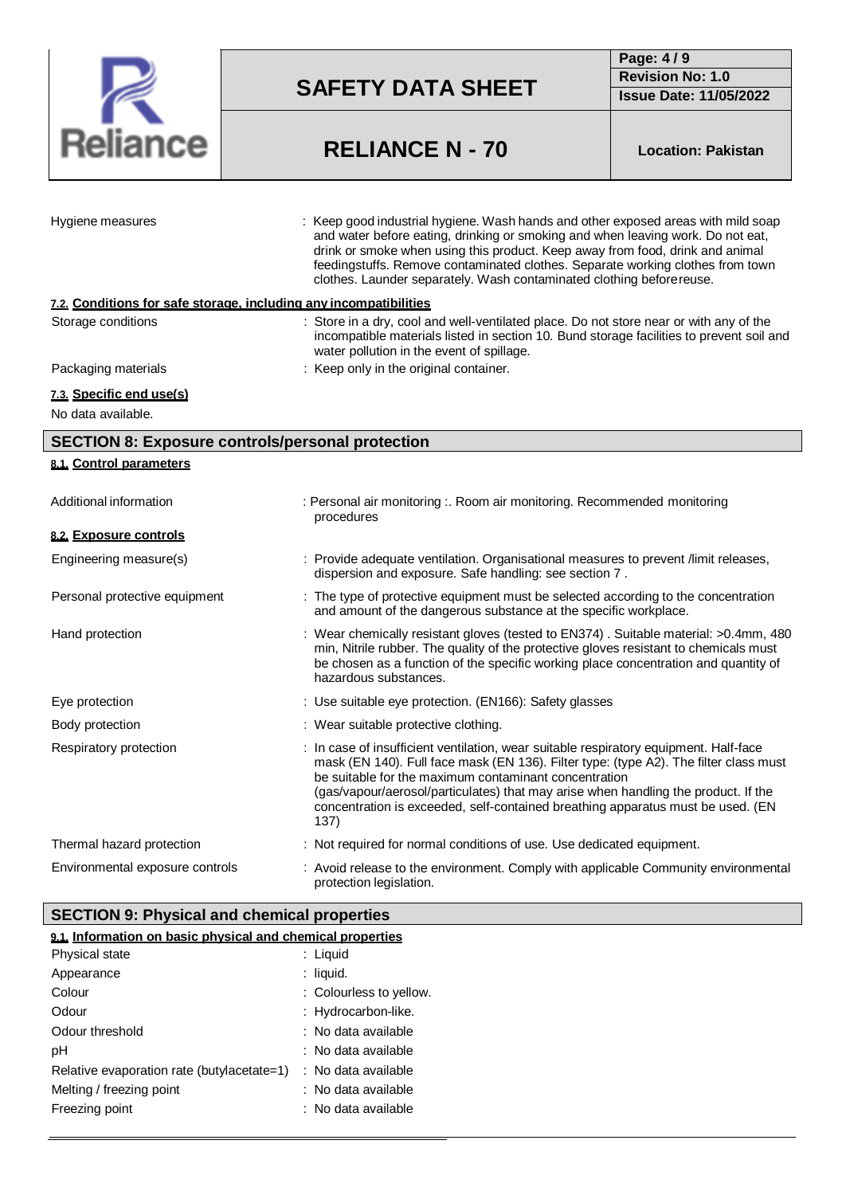| | |
|---|---|
| Hygiene measures | : Keep good industrial hygiene. Wash hands and other exposed areas with mild soap and water before eating, drinking or smoking and when leaving work. Do not eat, drink or smoke when using this product. Keep away from food, drink and animal feedingstuffs. Remove contaminated clothes. Separate working clothes from town clothes. Launder separately. Wash contaminated clothing beforereuse. |

### 7.2. Conditions for safe storage, including any incompatibilities

| | |
|---|---|
| Storage conditions | : Store in a dry, cool and well-ventilated place. Do not store near or with any of the incompatible materials listed in section 10. Bund storage facilities to prevent soil and water pollution in the event of spillage. |
| Packaging materials | : Keep only in the original container. |

### 7.3. Specific end use(s)

No data available.

## SECTION 8: Exposure controls/personal protection

### 8.1. Control parameters

| | |
|---|---|
| Additional information | : Personal air monitoring :. Room air monitoring. Recommended monitoring procedures |

### 8.2. Exposure controls

| | |
|---|---|
| Engineering measure(s) | : Provide adequate ventilation. Organisational measures to prevent /limit releases, dispersion and exposure. Safe handling: see section 7 . |
| Personal protective equipment | : The type of protective equipment must be selected according to the concentration and amount of the dangerous substance at the specific workplace. |
| Hand protection | : Wear chemically resistant gloves (tested to EN374) . Suitable material: >0.4mm, 480 min, Nitrile rubber. The quality of the protective gloves resistant to chemicals must be chosen as a function of the specific working place concentration and quantity of hazardous substances. |
| Eye protection | : Use suitable eye protection. (EN166): Safety glasses |
| Body protection | : Wear suitable protective clothing. |
| Respiratory protection | : In case of insufficient ventilation, wear suitable respiratory equipment. Half-face mask (EN 140). Full face mask (EN 136). Filter type: (type A2). The filter class must be suitable for the maximum contaminant concentration (gas/vapour/aerosol/particulates) that may arise when handling the product. If the concentration is exceeded, self-contained breathing apparatus must be used. (EN 137) |
| Thermal hazard protection | : Not required for normal conditions of use. Use dedicated equipment. |
| Environmental exposure controls | : Avoid release to the environment. Comply with applicable Community environmental protection legislation. |

## SECTION 9: Physical and chemical properties

### 9.1. Information on basic physical and chemical properties

| | |
|---|---|
| Physical state | : Liquid |
| Appearance | : liquid. |
| Colour | : Colourless to yellow. |
| Odour | : Hydrocarbon-like. |
| Odour threshold | : No data available |
| pH | : No data available |
| Relative evaporation rate (butylacetate=1) | : No data available |
| Melting / freezing point | : No data available |
| Freezing point | : No data available |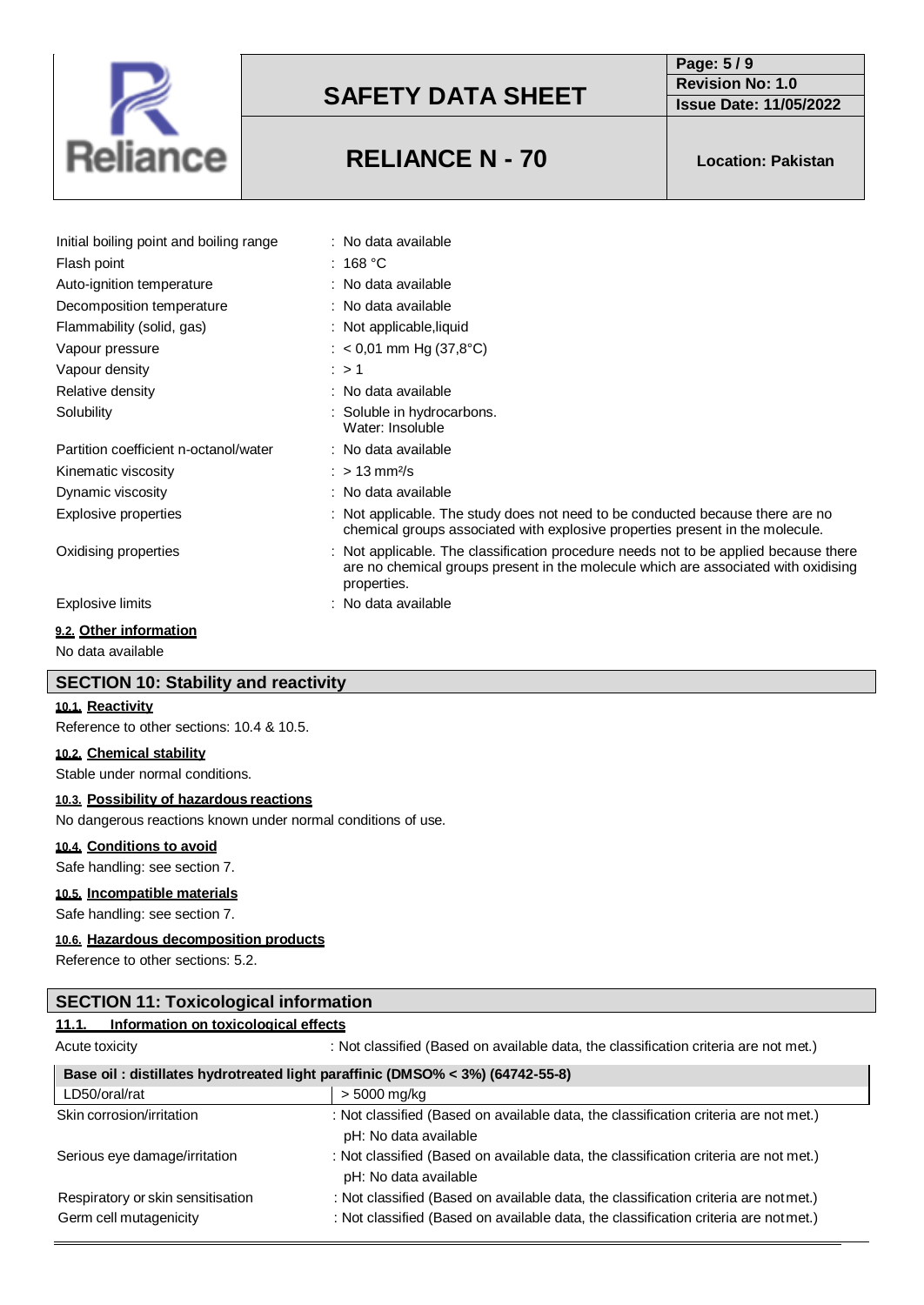| | |
|---|---|
| Initial boiling point and boiling range | : No data available |
| Flash point | : 168 °C |
| Auto-ignition temperature | : No data available |
| Decomposition temperature | : No data available |
| Flammability (solid, gas) | : Not applicable,liquid |
| Vapour pressure | : < 0,01 mm Hg (37,8°C) |
| Vapour density | : > 1 |
| Relative density | : No data available |
| Solubility | : Soluble in hydrocarbons. Water: Insoluble |
| Partition coefficient n-octanol/water | : No data available |
| Kinematic viscosity | : > 13 $mm^2/s$ |
| Dynamic viscosity | : No data available |
| Explosive properties | : Not applicable. The study does not need to be conducted because there are no chemical groups associated with explosive properties present in the molecule. |
| Oxidising properties | : Not applicable. The classification procedure needs not to be applied because there are no chemical groups present in the molecule which are associated with oxidising properties. |
| Explosive limits | : No data available |

### 9.2. Other information

No data available

## SECTION 10: Stability and reactivity

### 10.1. Reactivity

Reference to other sections: 10.4 & 10.5.

### 10.2. Chemical stability

Stable under normal conditions.

### 10.3. Possibility of hazardous reactions

No dangerous reactions known under normal conditions of use.

### 10.4. Conditions to avoid

Safe handling: see section 7.

### 10.5. Incompatible materials

Safe handling: see section 7.

### 10.6. Hazardous decomposition products

Reference to other sections: 5.2.

## SECTION 11: Toxicological information

### 11.1. Information on toxicological effects

Acute toxicity : Not classified (Based on available data, the classification criteria are not met.)

| Base oil : distillates hydrotreated light paraffinic (DMSO% < 3%) (64742-55-8) | |
|---|---|
| LD50/oral/rat | > 5000 mg/kg |

| | |
|---|---|
| Skin corrosion/irritation | : Not classified (Based on available data, the classification criteria are not met.) pH: No data available |
| Serious eye damage/irritation | : Not classified (Based on available data, the classification criteria are not met.) pH: No data available |
| Respiratory or skin sensitisation | : Not classified (Based on available data, the classification criteria are not met.) |
| Germ cell mutagenicity | : Not classified (Based on available data, the classification criteria are not met.) |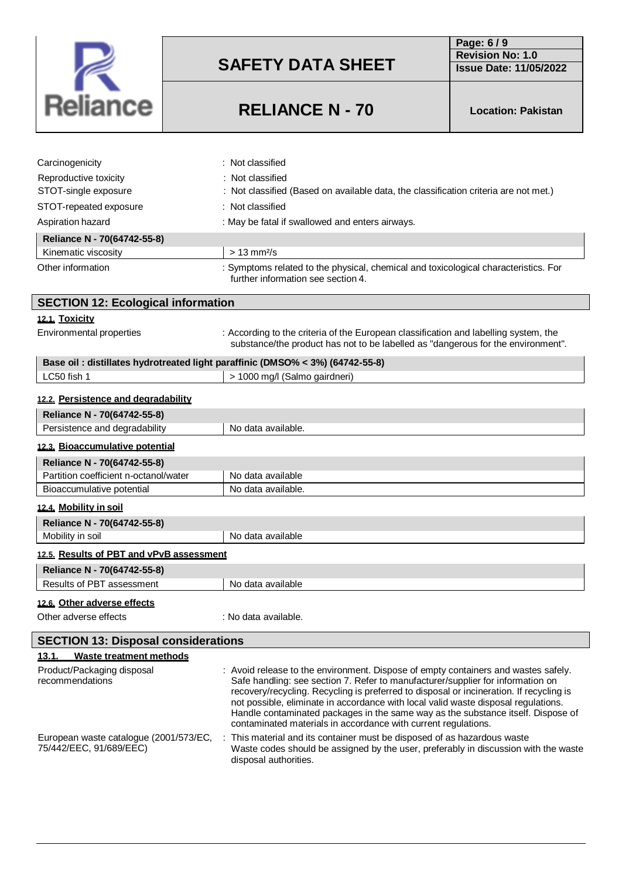| | |
|---|---|
| Carcinogenicity | : Not classified |
| Reproductive toxicity | : Not classified |
| STOT-single exposure | : Not classified (Based on available data, the classification criteria are not met.) |
| STOT-repeated exposure | : Not classified |
| Aspiration hazard | : May be fatal if swallowed and enters airways. |

| Reliance N - 70(64742-55-8) | |
|---|---|
| Kinematic viscosity | > 13 $mm^2/s$ |

| | |
|---|---|
| Other information | : Symptoms related to the physical, chemical and toxicological characteristics. For further information see section 4. |

## SECTION 12: Ecological information

### 12.1. Toxicity

| | |
|---|---|
| Environmental properties | : According to the criteria of the European classification and labelling system, the substance/the product has not to be labelled as "dangerous for the environment". |

| Base oil : distillates hydrotreated light paraffinic (DMSO% < 3%) (64742-55-8) | |
|---|---|
| LC50 fish 1 | > 1000 mg/l (Salmo gairdneri) |

### 12.2. Persistence and degradability

| Reliance N - 70(64742-55-8) | |
|---|---|
| Persistence and degradability | No data available. |

### 12.3. Bioaccumulative potential

| Reliance N - 70(64742-55-8) | |
|---|---|
| Partition coefficient n-octanol/water | No data available |
| Bioaccumulative potential | No data available. |

### 12.4. Mobility in soil

| Reliance N - 70(64742-55-8) | |
|---|---|
| Mobility in soil | No data available |

### 12.5. Results of PBT and vPvB assessment

| Reliance N - 70(64742-55-8) | |
|---|---|
| Results of PBT assessment | No data available |

### 12.6. Other adverse effects

| | |
|---|---|
| Other adverse effects | : No data available. |

## SECTION 13: Disposal considerations

### 13.1. Waste treatment methods

| | |
|---|---|
| Product/Packaging disposal recommendations | : Avoid release to the environment. Dispose of empty containers and wastes safely. Safe handling: see section 7. Refer to manufacturer/supplier for information on recovery/recycling. Recycling is preferred to disposal or incineration. If recycling is not possible, eliminate in accordance with local valid waste disposal regulations. Handle contaminated packages in the same way as the substance itself. Dispose of contaminated materials in accordance with current regulations. |
| European waste catalogue (2001/573/EC, 75/442/EEC, 91/689/EEC) | : This material and its container must be disposed of as hazardous waste Waste codes should be assigned by the user, preferably in discussion with the waste disposal authorities. |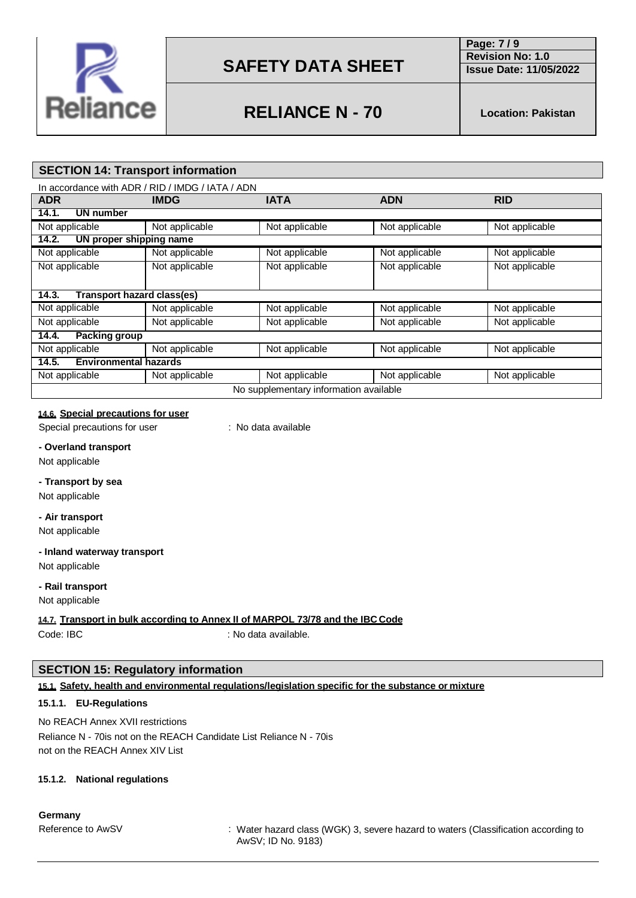## SECTION 14: Transport information

In accordance with ADR / RID / IMDG / IATA / ADN

| ADR | IMDG | IATA | ADN | RID |
|---|---|---|---|---|
| **14.1. UN number** | | | | |
| Not applicable | Not applicable | Not applicable | Not applicable | Not applicable |
| **14.2. UN proper shipping name** | | | | |
| Not applicable | Not applicable | Not applicable | Not applicable | Not applicable |
| Not applicable | Not applicable | Not applicable | Not applicable | Not applicable |
| **14.3. Transport hazard class(es)** | | | | |
| Not applicable | Not applicable | Not applicable | Not applicable | Not applicable |
| Not applicable | Not applicable | Not applicable | Not applicable | Not applicable |
| **14.4. Packing group** | | | | |
| Not applicable | Not applicable | Not applicable | Not applicable | Not applicable |
| **14.5. Environmental hazards** | | | | |
| Not applicable | Not applicable | Not applicable | Not applicable | Not applicable |
| No supplementary information available | | | | |

### 14.6. Special precautions for user

Special precautions for user : No data available

**- Overland transport**

Not applicable

**- Transport by sea**

Not applicable

**- Air transport**

Not applicable

**- Inland waterway transport**

Not applicable

**- Rail transport**

Not applicable

### 14.7. Transport in bulk according to Annex II of MARPOL 73/78 and the IBC Code

Code: IBC : No data available.

## SECTION 15: Regulatory information

### 15.1. Safety, health and environmental regulations/legislation specific for the substance or mixture

#### 15.1.1. EU-Regulations

No REACH Annex XVII restrictions

Reliance N - 70is not on the REACH Candidate List Reliance N - 70is not on the REACH Annex XIV List

#### 15.1.2. National regulations

**Germany**

Reference to AwSV : Water hazard class (WGK) 3, severe hazard to waters (Classification according to AwSV; ID No. 9183)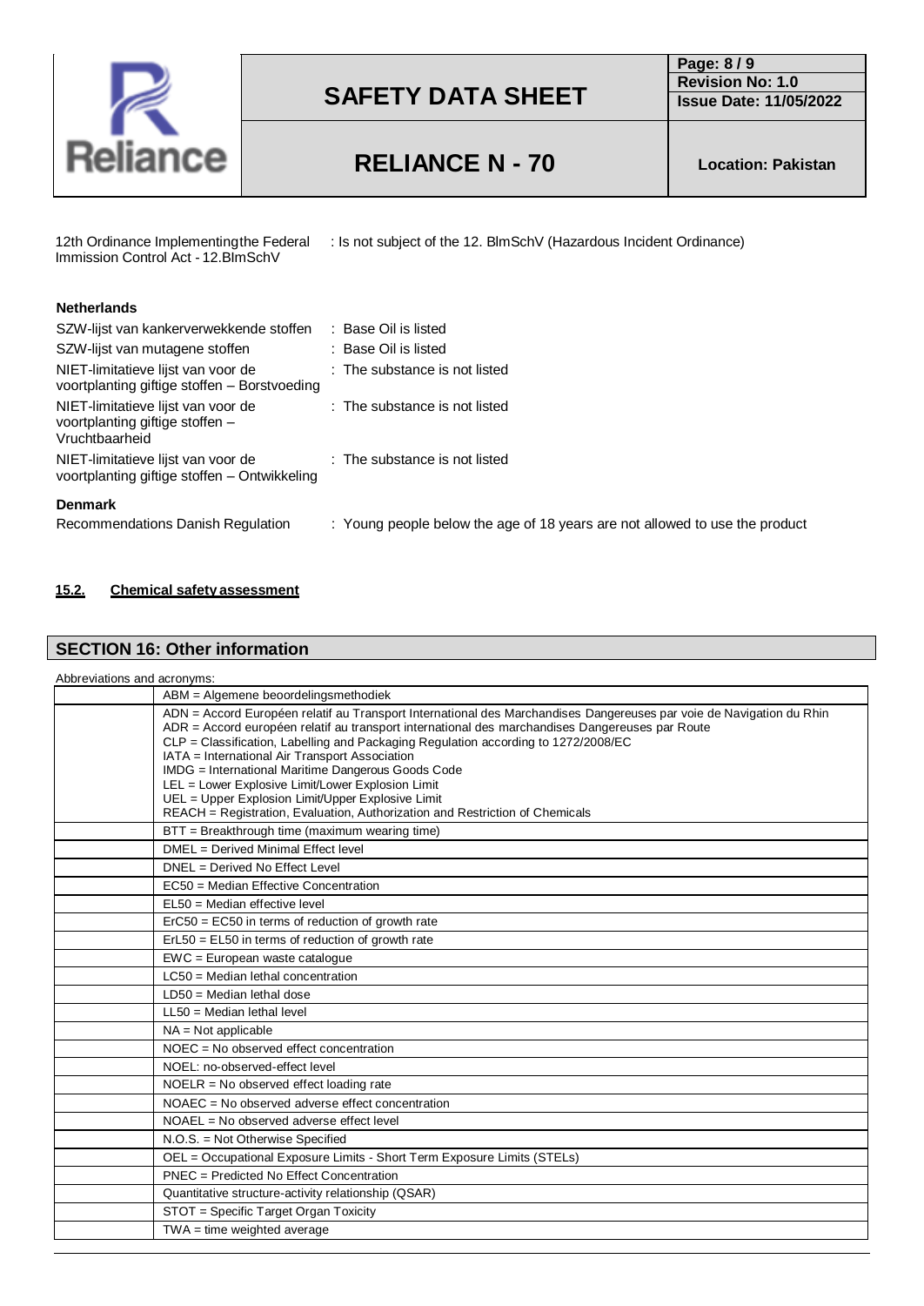12th Ordinance Implementing the Federal Immission Control Act - 12.BImSchV : Is not subject of the 12. BlmSchV (Hazardous Incident Ordinance)

**Netherlands**

| | |
|---|---|
| SZW-lijst van kankerverwekkende stoffen | : Base Oil is listed |
| SZW-lijst van mutagene stoffen | : Base Oil is listed |
| NIET-limitatieve lijst van voor de voortplanting giftige stoffen – Borstvoeding | : The substance is not listed |
| NIET-limitatieve lijst van voor de voortplanting giftige stoffen – Vruchtbaarheid | : The substance is not listed |
| NIET-limitatieve lijst van voor de voortplanting giftige stoffen – Ontwikkeling | : The substance is not listed |

**Denmark**

| | |
|---|---|
| Recommendations Danish Regulation | : Young people below the age of 18 years are not allowed to use the product |

### 15.2. Chemical safety assessment

## SECTION 16: Other information

Abbreviations and acronyms:

| | |
|---|---|
| | ABM = Algemene beoordelingsmethodiek |
| | ADN = Accord Européen relatif au Transport International des Marchandises Dangereuses par voie de Navigation du Rhin<br>ADR = Accord européen relatif au transport international des marchandises Dangereuses par Route<br>CLP = Classification, Labelling and Packaging Regulation according to 1272/2008/EC<br>IATA = International Air Transport Association<br>IMDG = International Maritime Dangerous Goods Code<br>LEL = Lower Explosive Limit/Lower Explosion Limit<br>UEL = Upper Explosion Limit/Upper Explosive Limit<br>REACH = Registration, Evaluation, Authorization and Restriction of Chemicals |
| | BTT = Breakthrough time (maximum wearing time) |
| | DMEL = Derived Minimal Effect level |
| | DNEL = Derived No Effect Level |
| | EC50 = Median Effective Concentration |
| | EL50 = Median effective level |
| | ErC50 = EC50 in terms of reduction of growth rate |
| | ErL50 = EL50 in terms of reduction of growth rate |
| | EWC = European waste catalogue |
| | LC50 = Median lethal concentration |
| | LD50 = Median lethal dose |
| | LL50 = Median lethal level |
| | NA = Not applicable |
| | NOEC = No observed effect concentration |
| | NOEL: no-observed-effect level |
| | NOELR = No observed effect loading rate |
| | NOAEC = No observed adverse effect concentration |
| | NOAEL = No observed adverse effect level |
| | N.O.S. = Not Otherwise Specified |
| | OEL = Occupational Exposure Limits - Short Term Exposure Limits (STELs) |
| | PNEC = Predicted No Effect Concentration |
| | Quantitative structure-activity relationship (QSAR) |
| | STOT = Specific Target Organ Toxicity |
| | TWA = time weighted average |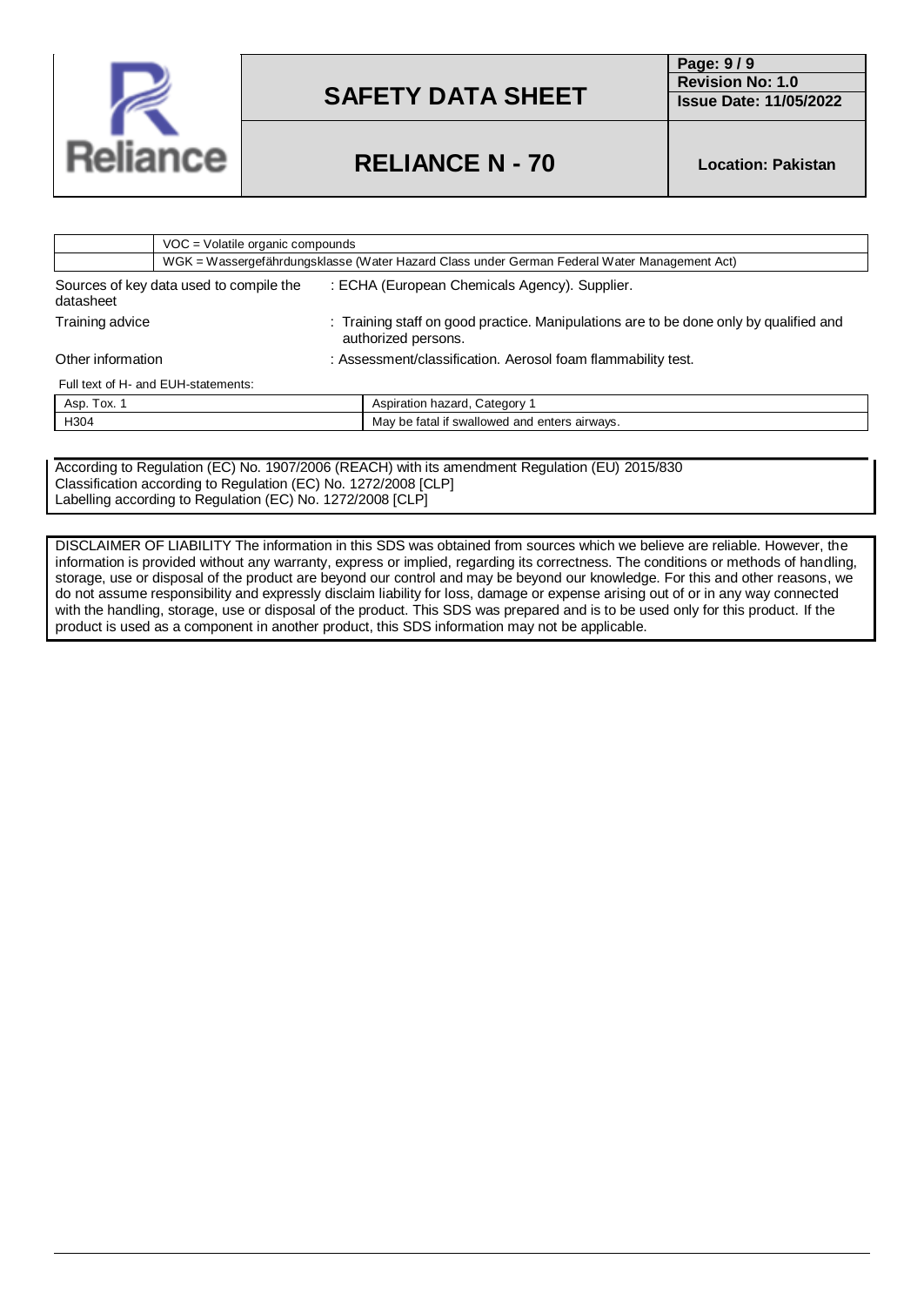| | |
|---|---|
| | VOC = Volatile organic compounds |
| | WGK = Wassergefährdungsklasse (Water Hazard Class under German Federal Water Management Act) |

Sources of key data used to compile the datasheet : ECHA (European Chemicals Agency). Supplier.

Training advice : Training staff on good practice. Manipulations are to be done only by qualified and authorized persons.

Other information : Assessment/classification. Aerosol foam flammability test.

Full text of H- and EUH-statements:

| | |
|---|---|
| Asp. Tox. 1 | Aspiration hazard, Category 1 |
| H304 | May be fatal if swallowed and enters airways. |

According to Regulation (EC) No. 1907/2006 (REACH) with its amendment Regulation (EU) 2015/830
Classification according to Regulation (EC) No. 1272/2008 [CLP]
Labelling according to Regulation (EC) No. 1272/2008 [CLP]

DISCLAIMER OF LIABILITY The information in this SDS was obtained from sources which we believe are reliable. However, the information is provided without any warranty, express or implied, regarding its correctness. The conditions or methods of handling, storage, use or disposal of the product are beyond our control and may be beyond our knowledge. For this and other reasons, we do not assume responsibility and expressly disclaim liability for loss, damage or expense arising out of or in any way connected with the handling, storage, use or disposal of the product. This SDS was prepared and is to be used only for this product. If the product is used as a component in another product, this SDS information may not be applicable.